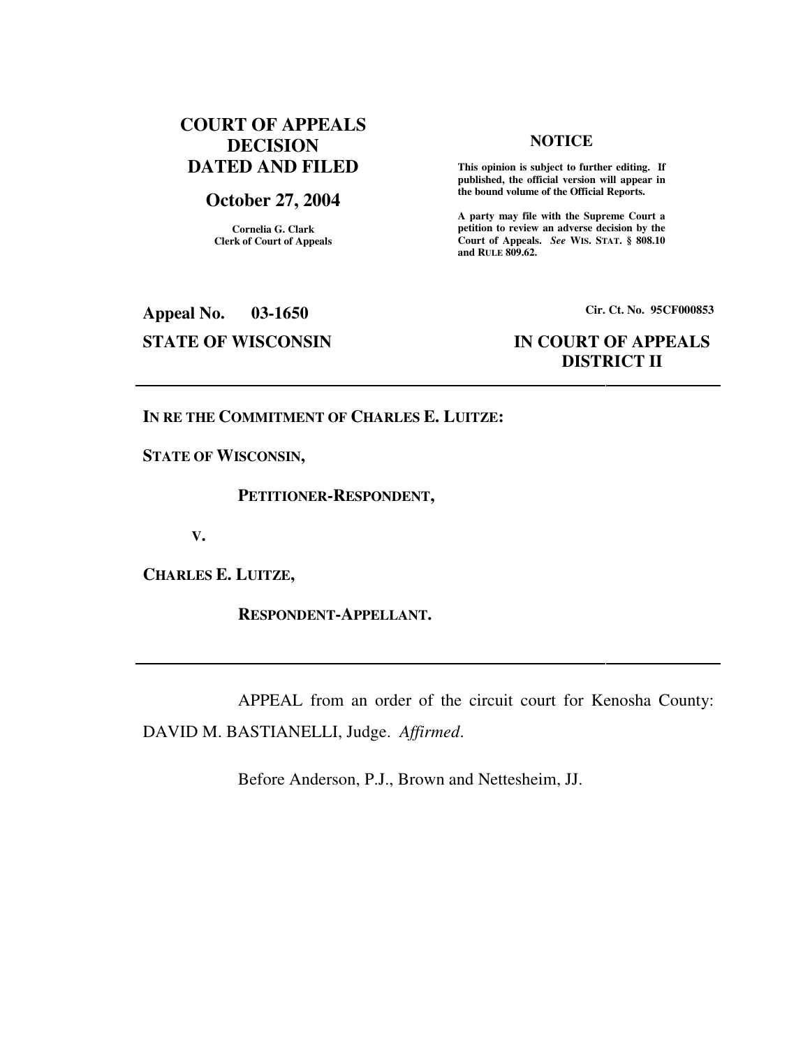**COURT OF APPEALS DECISION DATED AND FILED**

**October 27, 2004**

**Cornelia G. Clark**
**Clerk of Court of Appeals**

**NOTICE**

**This opinion is subject to further editing. If published, the official version will appear in the bound volume of the Official Reports.**

**A party may file with the Supreme Court a petition to review an adverse decision by the Court of Appeals.** ***See*** **WIS. STAT. § 808.10 and RULE 809.62.**

**Appeal No. 03-1650**

**Cir. Ct. No. 95CF000853**

**STATE OF WISCONSIN**

**IN COURT OF APPEALS**
**DISTRICT II**

---

**IN RE THE COMMITMENT OF CHARLES E. LUITZE:**

**STATE OF WISCONSIN,**

**PETITIONER-RESPONDENT,**

**V.**

**CHARLES E. LUITZE,**

**RESPONDENT-APPELLANT.**

---

APPEAL from an order of the circuit court for Kenosha County: DAVID M. BASTIANELLI, Judge. *Affirmed*.

Before Anderson, P.J., Brown and Nettesheim, JJ.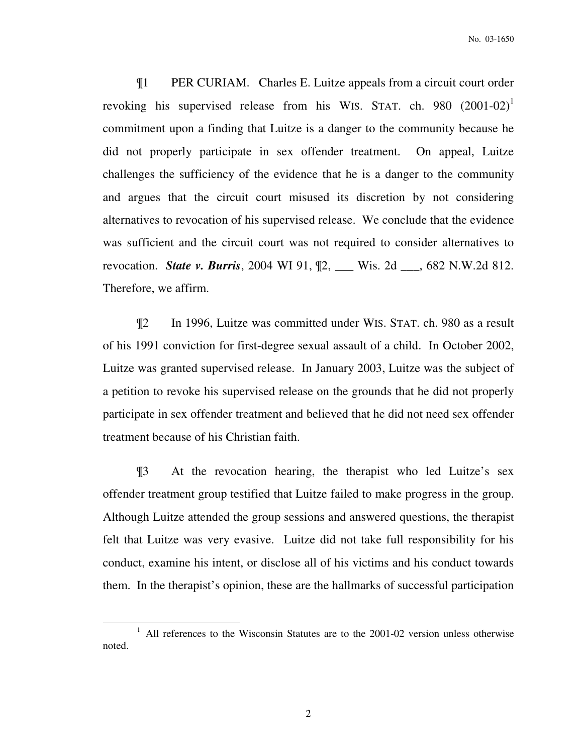¶1 PER CURIAM. Charles E. Luitze appeals from a circuit court order revoking his supervised release from his WIS. STAT. ch. 980 (2001-02)[1] commitment upon a finding that Luitze is a danger to the community because he did not properly participate in sex offender treatment. On appeal, Luitze challenges the sufficiency of the evidence that he is a danger to the community and argues that the circuit court misused its discretion by not considering alternatives to revocation of his supervised release. We conclude that the evidence was sufficient and the circuit court was not required to consider alternatives to revocation. ***State v. Burris***, 2004 WI 91, ¶2, ___ Wis. 2d ___, 682 N.W.2d 812. Therefore, we affirm.

¶2 In 1996, Luitze was committed under WIS. STAT. ch. 980 as a result of his 1991 conviction for first-degree sexual assault of a child. In October 2002, Luitze was granted supervised release. In January 2003, Luitze was the subject of a petition to revoke his supervised release on the grounds that he did not properly participate in sex offender treatment and believed that he did not need sex offender treatment because of his Christian faith.

¶3 At the revocation hearing, the therapist who led Luitze's sex offender treatment group testified that Luitze failed to make progress in the group. Although Luitze attended the group sessions and answered questions, the therapist felt that Luitze was very evasive. Luitze did not take full responsibility for his conduct, examine his intent, or disclose all of his victims and his conduct towards them. In the therapist's opinion, these are the hallmarks of successful participation

[1] All references to the Wisconsin Statutes are to the 2001-02 version unless otherwise noted.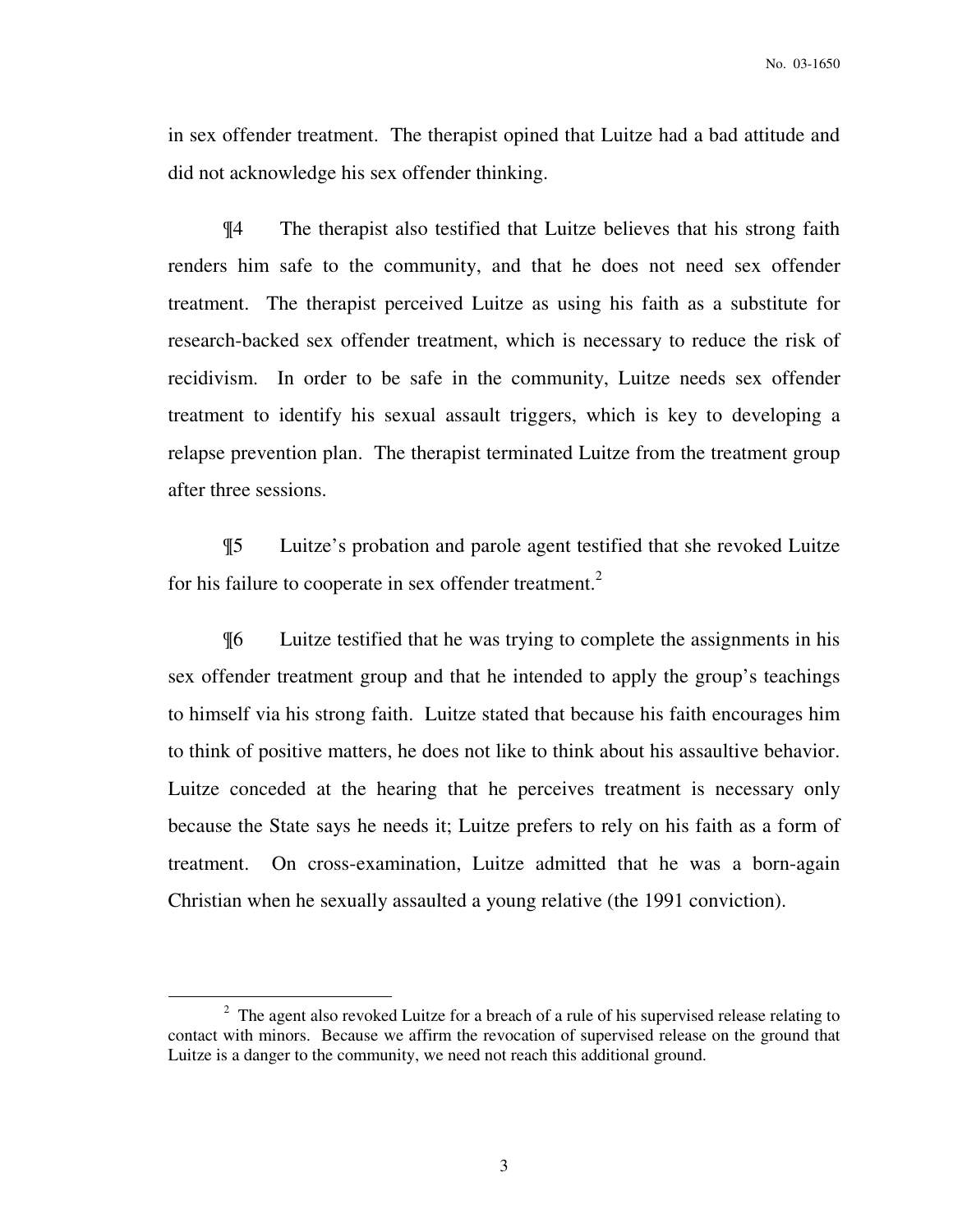in sex offender treatment. The therapist opined that Luitze had a bad attitude and did not acknowledge his sex offender thinking.

¶4 The therapist also testified that Luitze believes that his strong faith renders him safe to the community, and that he does not need sex offender treatment. The therapist perceived Luitze as using his faith as a substitute for research-backed sex offender treatment, which is necessary to reduce the risk of recidivism. In order to be safe in the community, Luitze needs sex offender treatment to identify his sexual assault triggers, which is key to developing a relapse prevention plan. The therapist terminated Luitze from the treatment group after three sessions.

¶5 Luitze's probation and parole agent testified that she revoked Luitze for his failure to cooperate in sex offender treatment.[2]

¶6 Luitze testified that he was trying to complete the assignments in his sex offender treatment group and that he intended to apply the group's teachings to himself via his strong faith. Luitze stated that because his faith encourages him to think of positive matters, he does not like to think about his assaultive behavior. Luitze conceded at the hearing that he perceives treatment is necessary only because the State says he needs it; Luitze prefers to rely on his faith as a form of treatment. On cross-examination, Luitze admitted that he was a born-again Christian when he sexually assaulted a young relative (the 1991 conviction).

---

[2] The agent also revoked Luitze for a breach of a rule of his supervised release relating to contact with minors. Because we affirm the revocation of supervised release on the ground that Luitze is a danger to the community, we need not reach this additional ground.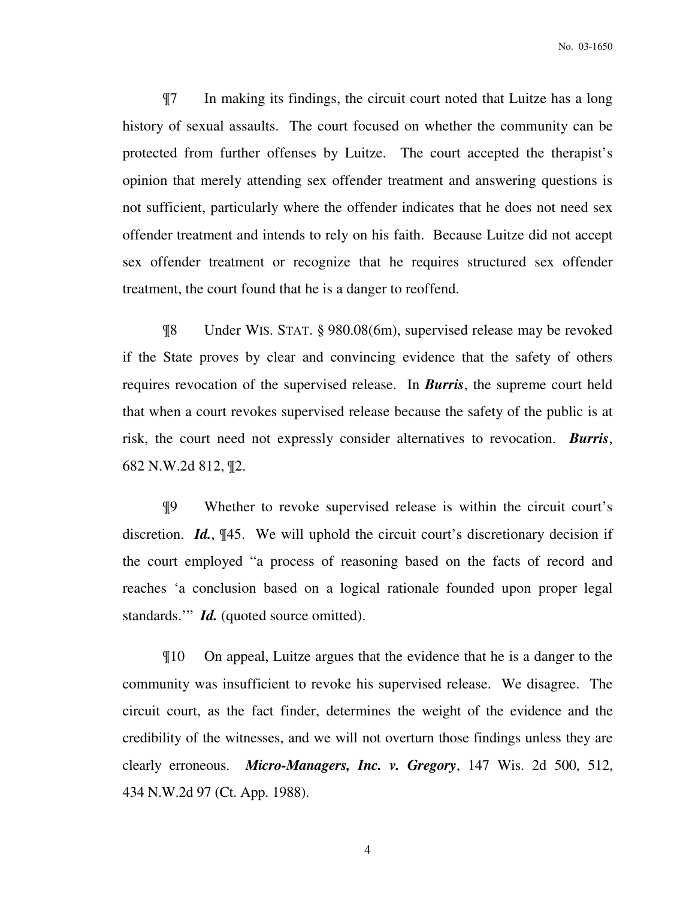¶7 In making its findings, the circuit court noted that Luitze has a long history of sexual assaults. The court focused on whether the community can be protected from further offenses by Luitze. The court accepted the therapist's opinion that merely attending sex offender treatment and answering questions is not sufficient, particularly where the offender indicates that he does not need sex offender treatment and intends to rely on his faith. Because Luitze did not accept sex offender treatment or recognize that he requires structured sex offender treatment, the court found that he is a danger to reoffend.

¶8 Under WIS. STAT. § 980.08(6m), supervised release may be revoked if the State proves by clear and convincing evidence that the safety of others requires revocation of the supervised release. In ***Burris***, the supreme court held that when a court revokes supervised release because the safety of the public is at risk, the court need not expressly consider alternatives to revocation. ***Burris***, 682 N.W.2d 812, ¶2.

¶9 Whether to revoke supervised release is within the circuit court's discretion. ***Id.***, ¶45. We will uphold the circuit court's discretionary decision if the court employed "a process of reasoning based on the facts of record and reaches 'a conclusion based on a logical rationale founded upon proper legal standards.'" ***Id.*** (quoted source omitted).

¶10 On appeal, Luitze argues that the evidence that he is a danger to the community was insufficient to revoke his supervised release. We disagree. The circuit court, as the fact finder, determines the weight of the evidence and the credibility of the witnesses, and we will not overturn those findings unless they are clearly erroneous. ***Micro-Managers, Inc. v. Gregory***, 147 Wis. 2d 500, 512, 434 N.W.2d 97 (Ct. App. 1988).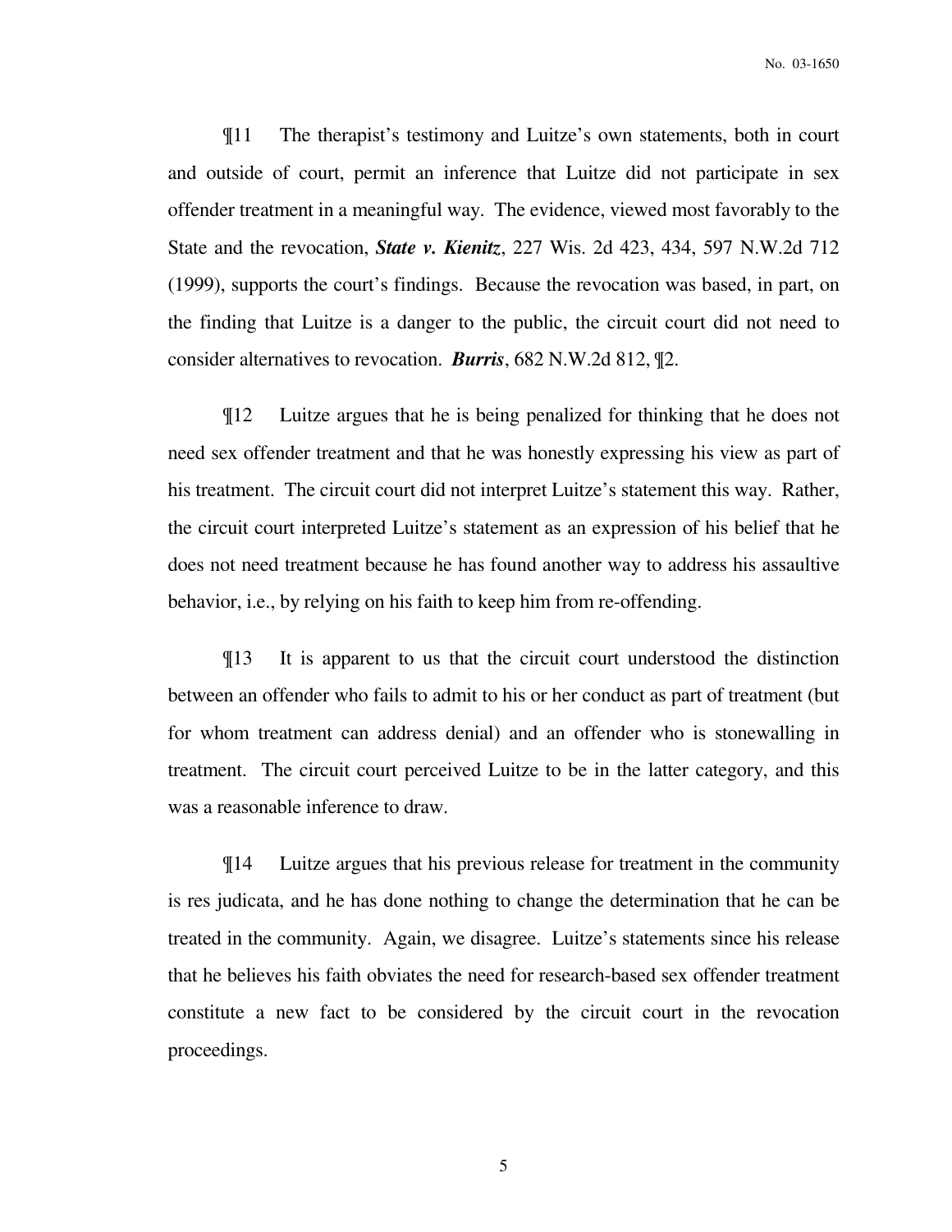¶11 The therapist's testimony and Luitze's own statements, both in court and outside of court, permit an inference that Luitze did not participate in sex offender treatment in a meaningful way. The evidence, viewed most favorably to the State and the revocation, ***State v. Kienitz***, 227 Wis. 2d 423, 434, 597 N.W.2d 712 (1999), supports the court's findings. Because the revocation was based, in part, on the finding that Luitze is a danger to the public, the circuit court did not need to consider alternatives to revocation. ***Burris***, 682 N.W.2d 812, ¶2.

¶12 Luitze argues that he is being penalized for thinking that he does not need sex offender treatment and that he was honestly expressing his view as part of his treatment. The circuit court did not interpret Luitze's statement this way. Rather, the circuit court interpreted Luitze's statement as an expression of his belief that he does not need treatment because he has found another way to address his assaultive behavior, i.e., by relying on his faith to keep him from re-offending.

¶13 It is apparent to us that the circuit court understood the distinction between an offender who fails to admit to his or her conduct as part of treatment (but for whom treatment can address denial) and an offender who is stonewalling in treatment. The circuit court perceived Luitze to be in the latter category, and this was a reasonable inference to draw.

¶14 Luitze argues that his previous release for treatment in the community is res judicata, and he has done nothing to change the determination that he can be treated in the community. Again, we disagree. Luitze's statements since his release that he believes his faith obviates the need for research-based sex offender treatment constitute a new fact to be considered by the circuit court in the revocation proceedings.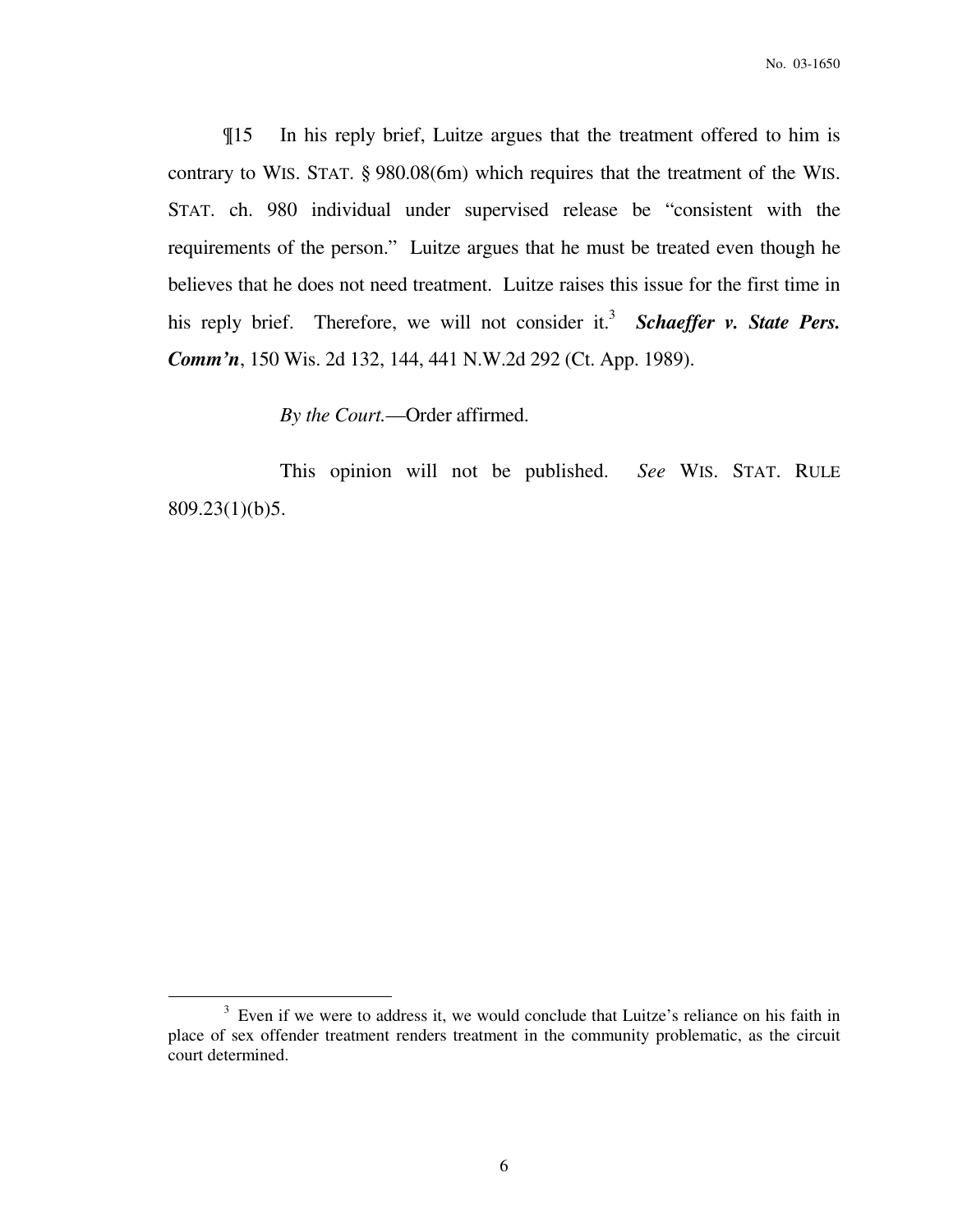¶15 In his reply brief, Luitze argues that the treatment offered to him is contrary to WIS. STAT. § 980.08(6m) which requires that the treatment of the WIS. STAT. ch. 980 individual under supervised release be "consistent with the requirements of the person." Luitze argues that he must be treated even though he believes that he does not need treatment. Luitze raises this issue for the first time in his reply brief. Therefore, we will not consider it.[3] ***Schaeffer v. State Pers. Comm'n***, 150 Wis. 2d 132, 144, 441 N.W.2d 292 (Ct. App. 1989).

*By the Court.*—Order affirmed.

This opinion will not be published. *See* WIS. STAT. RULE 809.23(1)(b)5.

---

[3] Even if we were to address it, we would conclude that Luitze's reliance on his faith in place of sex offender treatment renders treatment in the community problematic, as the circuit court determined.